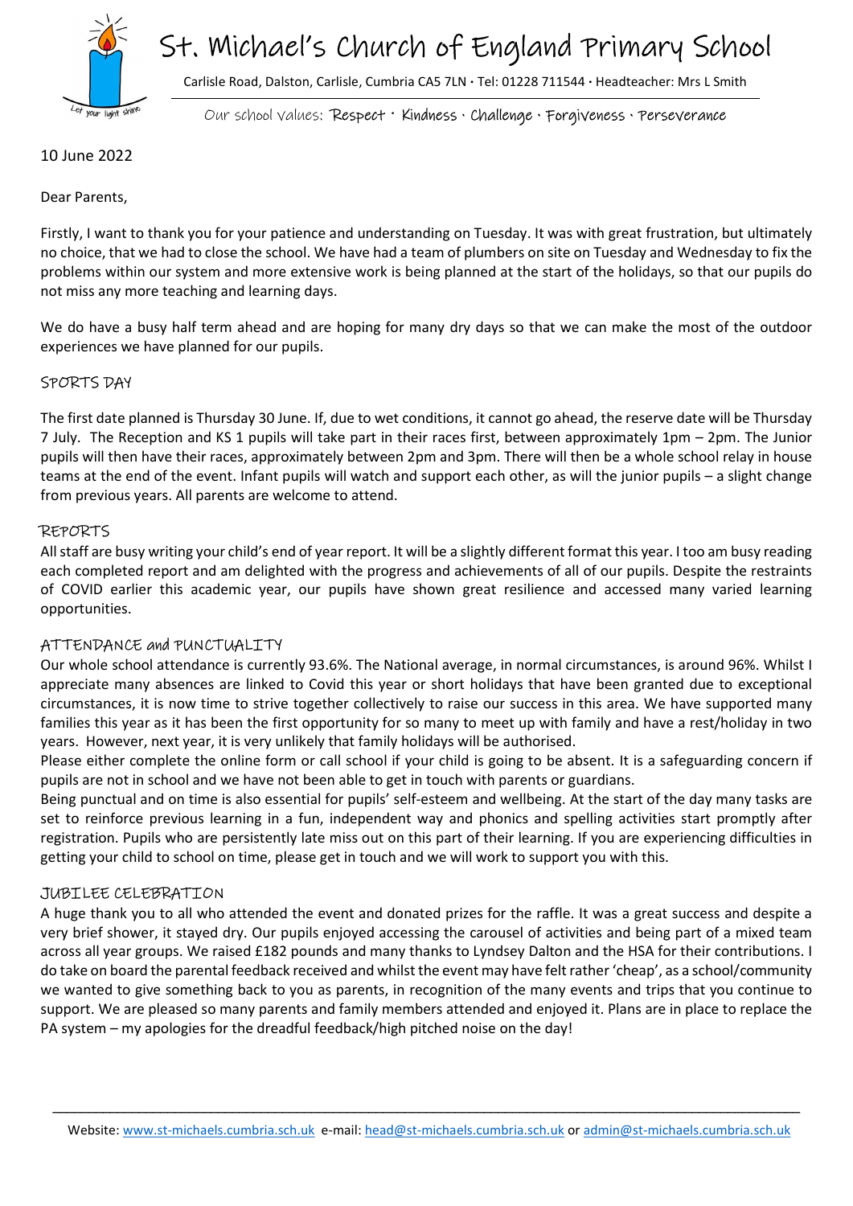# St. Michael's Church of England Primary School

Carlisle Road, Dalston, Carlisle, Cumbria CA5 7LN · Tel: 01228 711544 · Headteacher: Mrs L Smith

Our school values: Respect · Kindness · Challenge · Forgiveness · Perseverance

10 June 2022

Dear Parents,

Firstly, I want to thank you for your patience and understanding on Tuesday. It was with great frustration, but ultimately no choice, that we had to close the school. We have had a team of plumbers on site on Tuesday and Wednesday to fix the problems within our system and more extensive work is being planned at the start of the holidays, so that our pupils do not miss any more teaching and learning days.

We do have a busy half term ahead and are hoping for many dry days so that we can make the most of the outdoor experiences we have planned for our pupils.

## SPORTS DAY

The first date planned is Thursday 30 June. If, due to wet conditions, it cannot go ahead, the reserve date will be Thursday 7 July. The Reception and KS 1 pupils will take part in their races first, between approximately 1pm – 2pm. The Junior pupils will then have their races, approximately between 2pm and 3pm. There will then be a whole school relay in house teams at the end of the event. Infant pupils will watch and support each other, as will the junior pupils – a slight change from previous years. All parents are welcome to attend.

## REPORTS

All staff are busy writing your child's end of year report. It will be a slightly different format this year. I too am busy reading each completed report and am delighted with the progress and achievements of all of our pupils. Despite the restraints of COVID earlier this academic year, our pupils have shown great resilience and accessed many varied learning opportunities.

## ATTENDANCE and PUNCTUALITY

Our whole school attendance is currently 93.6%. The National average, in normal circumstances, is around 96%. Whilst I appreciate many absences are linked to Covid this year or short holidays that have been granted due to exceptional circumstances, it is now time to strive together collectively to raise our success in this area. We have supported many families this year as it has been the first opportunity for so many to meet up with family and have a rest/holiday in two years. However, next year, it is very unlikely that family holidays will be authorised.

Please either complete the online form or call school if your child is going to be absent. It is a safeguarding concern if pupils are not in school and we have not been able to get in touch with parents or guardians.

Being punctual and on time is also essential for pupils' self-esteem and wellbeing. At the start of the day many tasks are set to reinforce previous learning in a fun, independent way and phonics and spelling activities start promptly after registration. Pupils who are persistently late miss out on this part of their learning. If you are experiencing difficulties in getting your child to school on time, please get in touch and we will work to support you with this.

## JUBILEE CELEBRATION

A huge thank you to all who attended the event and donated prizes for the raffle. It was a great success and despite a very brief shower, it stayed dry. Our pupils enjoyed accessing the carousel of activities and being part of a mixed team across all year groups. We raised £182 pounds and many thanks to Lyndsey Dalton and the HSA for their contributions. I do take on board the parental feedback received and whilst the event may have felt rather 'cheap', as a school/community we wanted to give something back to you as parents, in recognition of the many events and trips that you continue to support. We are pleased so many parents and family members attended and enjoyed it. Plans are in place to replace the PA system – my apologies for the dreadful feedback/high pitched noise on the day!

Website: www.st-michaels.cumbria.sch.uk e-mail: head@st-michaels.cumbria.sch.uk or admin@st-michaels.cumbria.sch.uk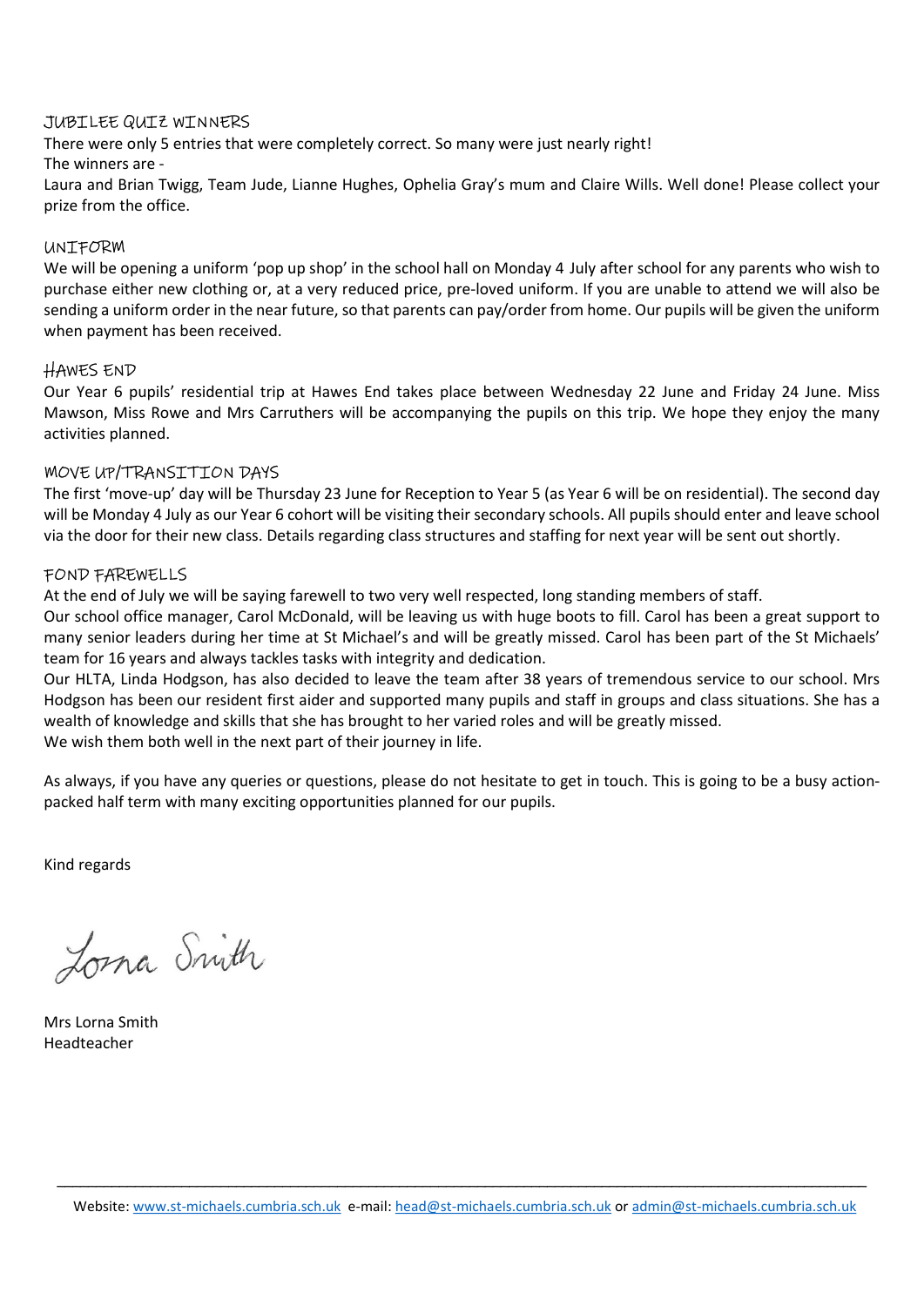## JUBILEE QUIZ WINNERS

There were only 5 entries that were completely correct. So many were just nearly right!
The winners are -
Laura and Brian Twigg, Team Jude, Lianne Hughes, Ophelia Gray's mum and Claire Wills. Well done! Please collect your prize from the office.

## UNIFORM

We will be opening a uniform 'pop up shop' in the school hall on Monday 4 July after school for any parents who wish to purchase either new clothing or, at a very reduced price, pre-loved uniform. If you are unable to attend we will also be sending a uniform order in the near future, so that parents can pay/order from home. Our pupils will be given the uniform when payment has been received.

## HAWES END

Our Year 6 pupils' residential trip at Hawes End takes place between Wednesday 22 June and Friday 24 June. Miss Mawson, Miss Rowe and Mrs Carruthers will be accompanying the pupils on this trip. We hope they enjoy the many activities planned.

## MOVE UP/TRANSITION DAYS

The first 'move-up' day will be Thursday 23 June for Reception to Year 5 (as Year 6 will be on residential). The second day will be Monday 4 July as our Year 6 cohort will be visiting their secondary schools. All pupils should enter and leave school via the door for their new class. Details regarding class structures and staffing for next year will be sent out shortly.

## FOND FAREWELLS

At the end of July we will be saying farewell to two very well respected, long standing members of staff.
Our school office manager, Carol McDonald, will be leaving us with huge boots to fill. Carol has been a great support to many senior leaders during her time at St Michael's and will be greatly missed. Carol has been part of the St Michaels' team for 16 years and always tackles tasks with integrity and dedication.
Our HLTA, Linda Hodgson, has also decided to leave the team after 38 years of tremendous service to our school. Mrs Hodgson has been our resident first aider and supported many pupils and staff in groups and class situations. She has a wealth of knowledge and skills that she has brought to her varied roles and will be greatly missed.
We wish them both well in the next part of their journey in life.

As always, if you have any queries or questions, please do not hesitate to get in touch. This is going to be a busy action-packed half term with many exciting opportunities planned for our pupils.

Kind regards

Lorna Smith

Mrs Lorna Smith
Headteacher

Website: www.st-michaels.cumbria.sch.uk e-mail: head@st-michaels.cumbria.sch.uk or admin@st-michaels.cumbria.sch.uk